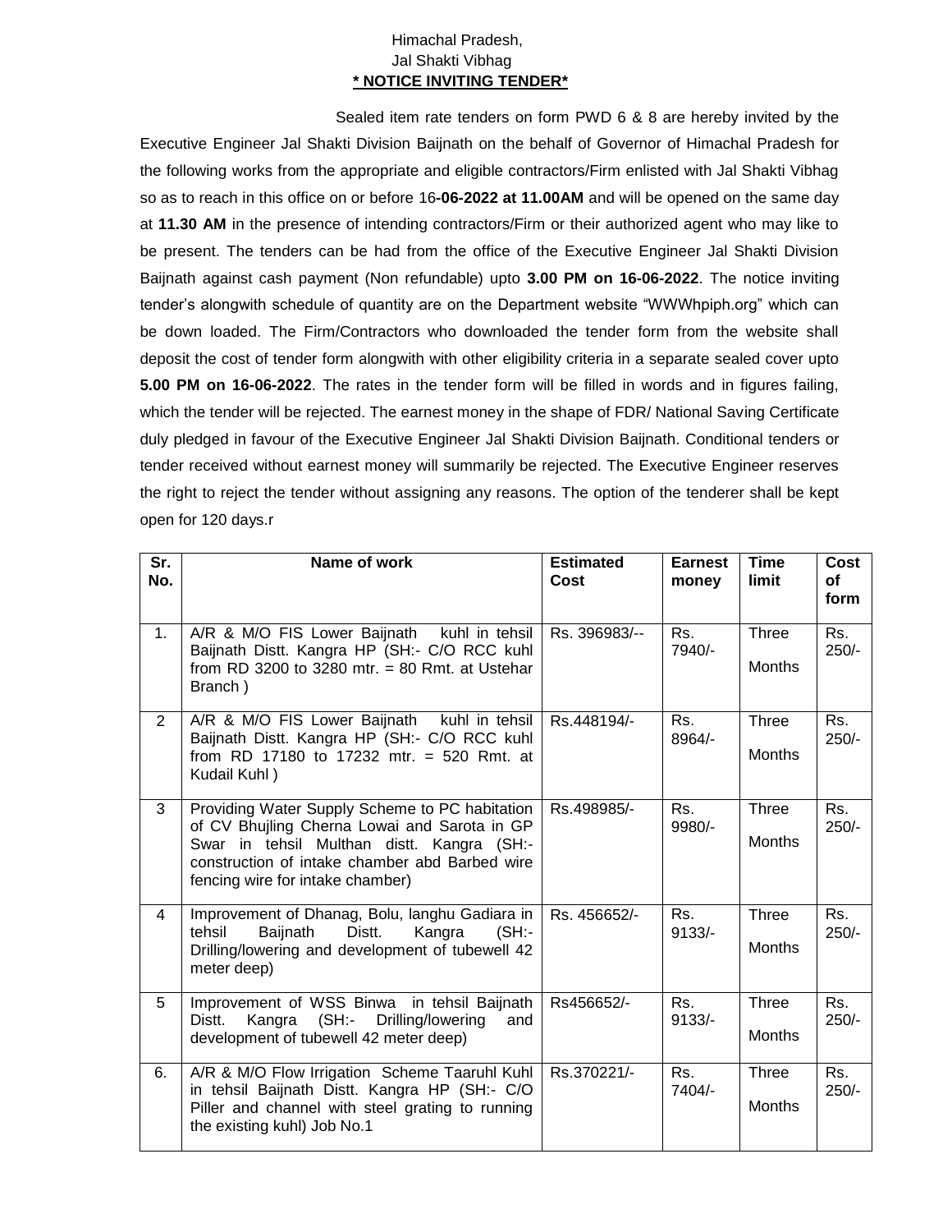Himachal Pradesh,
Jal Shakti Vibhag

**\* NOTICE INVITING TENDER\***

Sealed item rate tenders on form PWD 6 & 8 are hereby invited by the Executive Engineer Jal Shakti Division Baijnath on the behalf of Governor of Himachal Pradesh for the following works from the appropriate and eligible contractors/Firm enlisted with Jal Shakti Vibhag so as to reach in this office on or before 16**-06-2022 at 11.00AM** and will be opened on the same day at **11.30 AM** in the presence of intending contractors/Firm or their authorized agent who may like to be present. The tenders can be had from the office of the Executive Engineer Jal Shakti Division Baijnath against cash payment (Non refundable) upto **3.00 PM on 16-06-2022**. The notice inviting tender's alongwith schedule of quantity are on the Department website "WWWhpiph.org" which can be down loaded. The Firm/Contractors who downloaded the tender form from the website shall deposit the cost of tender form alongwith with other eligibility criteria in a separate sealed cover upto **5.00 PM on 16-06-2022**. The rates in the tender form will be filled in words and in figures failing, which the tender will be rejected. The earnest money in the shape of FDR/ National Saving Certificate duly pledged in favour of the Executive Engineer Jal Shakti Division Baijnath. Conditional tenders or tender received without earnest money will summarily be rejected. The Executive Engineer reserves the right to reject the tender without assigning any reasons. The option of the tenderer shall be kept open for 120 days.r

| Sr. No. | Name of work | Estimated Cost | Earnest money | Time limit | Cost of form |
|---|---|---|---|---|---|
| 1. | A/R & M/O FIS Lower Baijnath kuhl in tehsil Baijnath Distt. Kangra HP (SH:- C/O RCC kuhl from RD 3200 to 3280 mtr. = 80 Rmt. at Ustehar Branch ) | Rs. 396983/-- | Rs. 7940/- | Three Months | Rs. 250/- |
| 2 | A/R & M/O FIS Lower Baijnath kuhl in tehsil Baijnath Distt. Kangra HP (SH:- C/O RCC kuhl from RD 17180 to 17232 mtr. = 520 Rmt. at Kudail Kuhl ) | Rs.448194/- | Rs. 8964/- | Three Months | Rs. 250/- |
| 3 | Providing Water Supply Scheme to PC habitation of CV Bhujling Cherna Lowai and Sarota in GP Swar in tehsil Multhan distt. Kangra (SH:- construction of intake chamber abd Barbed wire fencing wire for intake chamber) | Rs.498985/- | Rs. 9980/- | Three Months | Rs. 250/- |
| 4 | Improvement of Dhanag, Bolu, langhu Gadiara in tehsil Baijnath Distt. Kangra (SH:- Drilling/lowering and development of tubewell 42 meter deep) | Rs. 456652/- | Rs. 9133/- | Three Months | Rs. 250/- |
| 5 | Improvement of WSS Binwa in tehsil Baijnath Distt. Kangra (SH:- Drilling/lowering and development of tubewell 42 meter deep) | Rs456652/- | Rs. 9133/- | Three Months | Rs. 250/- |
| 6. | A/R & M/O Flow Irrigation Scheme Taaruhl Kuhl in tehsil Baijnath Distt. Kangra HP (SH:- C/O Piller and channel with steel grating to running the existing kuhl) Job No.1 | Rs.370221/- | Rs. 7404/- | Three Months | Rs. 250/- |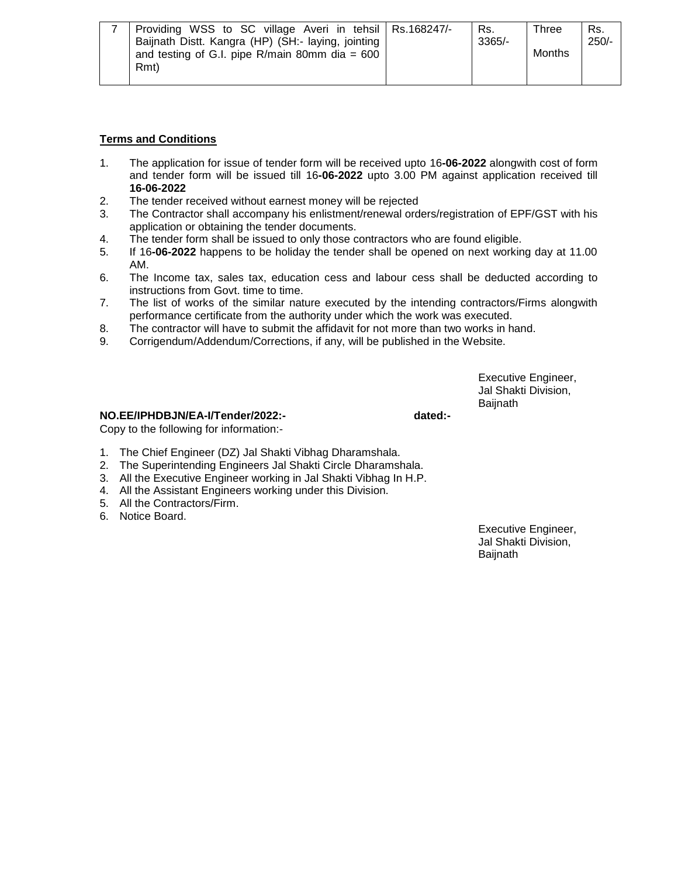| | | | | | |
|---|---|---|---|---|---|
| 7 | Providing WSS to SC village Averi in tehsil Baijnath Distt. Kangra (HP) (SH:- laying, jointing and testing of G.I. pipe R/main 80mm dia = 600 Rmt) | Rs.168247/- | Rs. 3365/- | Three Months | Rs. 250/- |

**Terms and Conditions**

1. The application for issue of tender form will be received upto 16**-06-2022** alongwith cost of form and tender form will be issued till 16**-06-2022** upto 3.00 PM against application received till **16-06-2022**
2. The tender received without earnest money will be rejected
3. The Contractor shall accompany his enlistment/renewal orders/registration of EPF/GST with his application or obtaining the tender documents.
4. The tender form shall be issued to only those contractors who are found eligible.
5. If 16**-06-2022** happens to be holiday the tender shall be opened on next working day at 11.00 AM.
6. The Income tax, sales tax, education cess and labour cess shall be deducted according to instructions from Govt. time to time.
7. The list of works of the similar nature executed by the intending contractors/Firms alongwith performance certificate from the authority under which the work was executed.
8. The contractor will have to submit the affidavit for not more than two works in hand.
9. Corrigendum/Addendum/Corrections, if any, will be published in the Website.

Executive Engineer,
Jal Shakti Division,
Baijnath

**NO.EE/IPHDBJN/EA-I/Tender/2022:-** **dated:-**

Copy to the following for information:-

1. The Chief Engineer (DZ) Jal Shakti Vibhag Dharamshala.
2. The Superintending Engineers Jal Shakti Circle Dharamshala.
3. All the Executive Engineer working in Jal Shakti Vibhag In H.P.
4. All the Assistant Engineers working under this Division.
5. All the Contractors/Firm.
6. Notice Board.

Executive Engineer,
Jal Shakti Division,
Baijnath